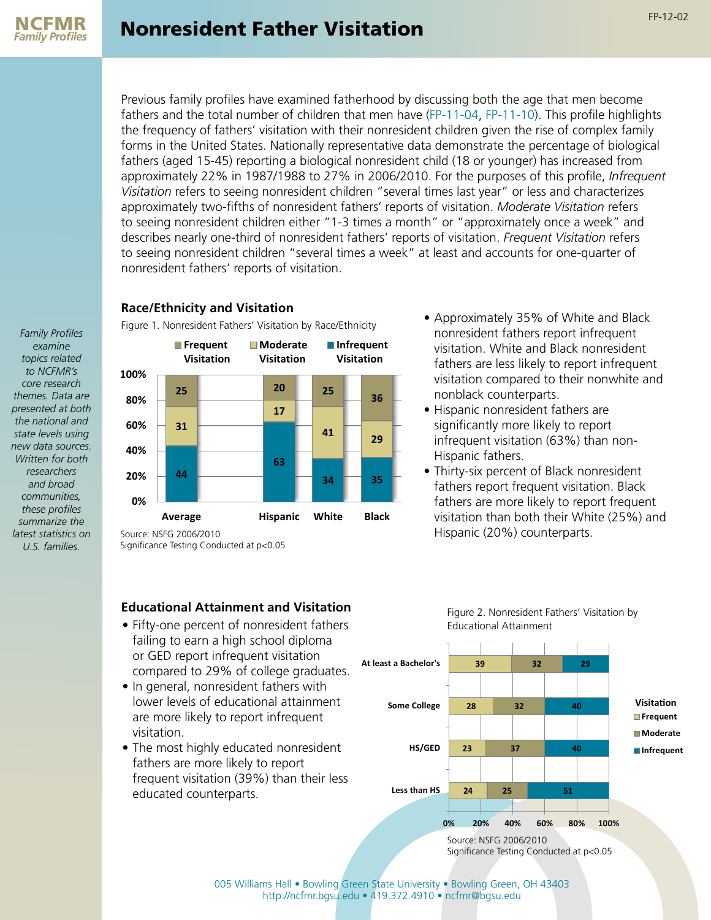# Nonresident Father Visitation

FP-12-02

*Family Profiles examine topics related to NCFMR's core research themes. Data are presented at both the national and state levels using new data sources. Written for both researchers and broad communities, these profiles summarize the latest statistics on U.S. families.*

Previous family profiles have examined fatherhood by discussing both the age that men become fathers and the total number of children that men have (FP-11-04, FP-11-10). This profile highlights the frequency of fathers' visitation with their nonresident children given the rise of complex family forms in the United States. Nationally representative data demonstrate the percentage of biological fathers (aged 15-45) reporting a biological nonresident child (18 or younger) has increased from approximately 22% in 1987/1988 to 27% in 2006/2010. For the purposes of this profile, *Infrequent Visitation* refers to seeing nonresident children "several times last year" or less and characterizes approximately two-fifths of nonresident fathers' reports of visitation. *Moderate Visitation* refers to seeing nonresident children either "1-3 times a month" or "approximately once a week" and describes nearly one-third of nonresident fathers' reports of visitation. *Frequent Visitation* refers to seeing nonresident children "several times a week" at least and accounts for one-quarter of nonresident fathers' reports of visitation.

## Race/Ethnicity and Visitation

Figure 1. Nonresident Fathers' Visitation by Race/Ethnicity

Frequent Visitation, Moderate Visitation, Infrequent Visitation

100%, 80%, 60%, 40%, 20%, 0%

Average: 25, 31, 44
Hispanic: 20, 17, 63
White: 25, 41, 34
Black: 36, 29, 35

Source: NSFG 2006/2010
Significance Testing Conducted at $p<0.05$

- Approximately 35% of White and Black nonresident fathers report infrequent visitation. White and Black nonresident fathers are less likely to report infrequent visitation compared to their nonwhite and nonblack counterparts.
- Hispanic nonresident fathers are significantly more likely to report infrequent visitation (63%) than non-Hispanic fathers.
- Thirty-six percent of Black nonresident fathers report frequent visitation. Black fathers are more likely to report frequent visitation than both their White (25%) and Hispanic (20%) counterparts.

## Educational Attainment and Visitation

- Fifty-one percent of nonresident fathers failing to earn a high school diploma or GED report infrequent visitation compared to 29% of college graduates.
- In general, nonresident fathers with lower levels of educational attainment are more likely to report infrequent visitation.
- The most highly educated nonresident fathers are more likely to report frequent visitation (39%) than their less educated counterparts.

Figure 2. Nonresident Fathers' Visitation by Educational Attainment

At least a Bachelor's: 39, 32, 29
Some College: 28, 32, 40
HS/GED: 23, 37, 40
Less than HS: 24, 25, 51

0%, 20%, 40%, 60%, 80%, 100%

Visitation: Frequent, Moderate, Infrequent

Source: NSFG 2006/2010
Significance Testing Conducted at $p<0.05$

005 Williams Hall • Bowling Green State University • Bowling Green, OH 43403
http://ncfmr.bgsu.edu • 419.372.4910 • ncfmr@bgsu.edu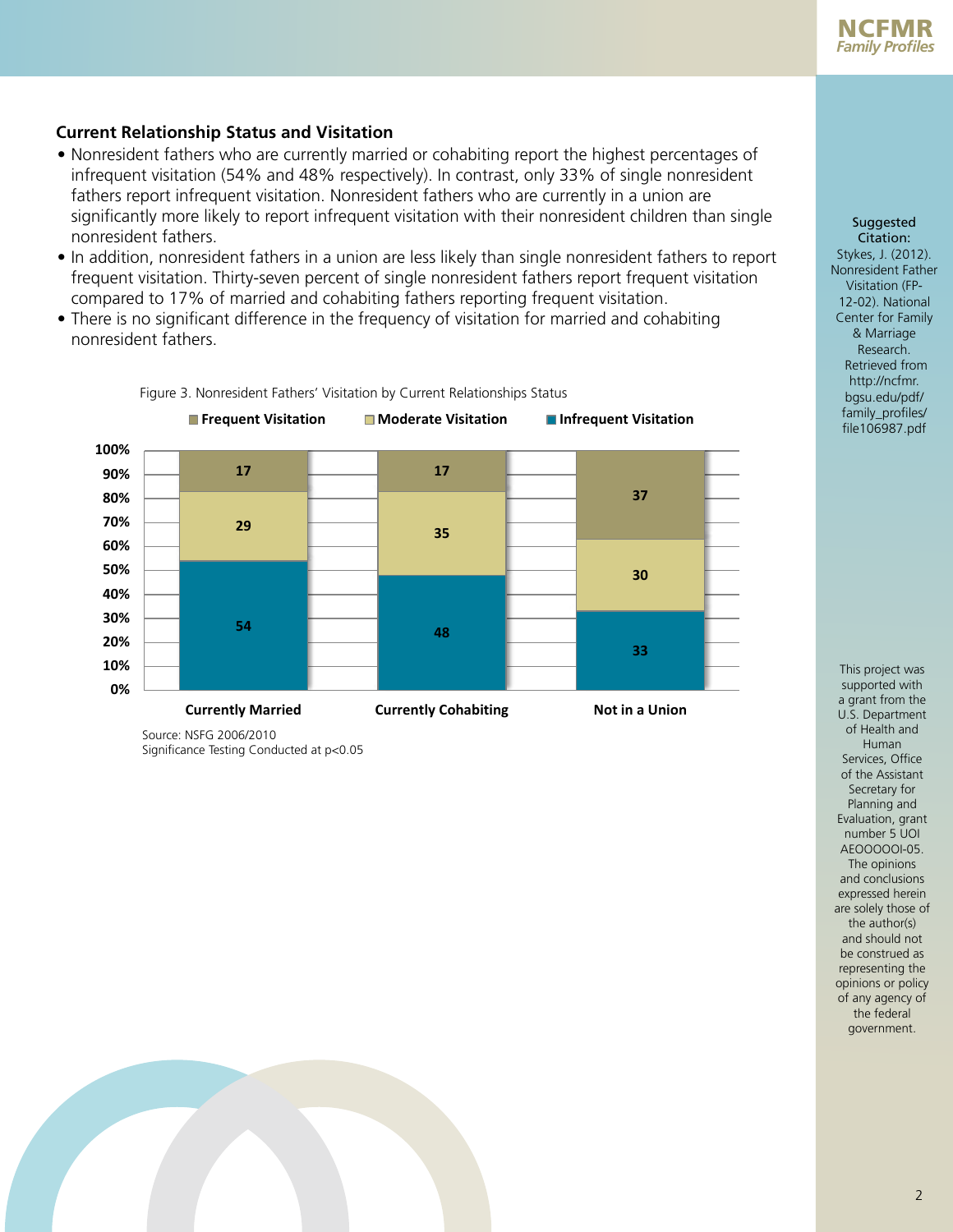## Current Relationship Status and Visitation

- Nonresident fathers who are currently married or cohabiting report the highest percentages of infrequent visitation (54% and 48% respectively). In contrast, only 33% of single nonresident fathers report infrequent visitation. Nonresident fathers who are currently in a union are significantly more likely to report infrequent visitation with their nonresident children than single nonresident fathers.
- In addition, nonresident fathers in a union are less likely than single nonresident fathers to report frequent visitation. Thirty-seven percent of single nonresident fathers report frequent visitation compared to 17% of married and cohabiting fathers reporting frequent visitation.
- There is no significant difference in the frequency of visitation for married and cohabiting nonresident fathers.

Figure 3. Nonresident Fathers' Visitation by Current Relationships Status

Frequent Visitation
Moderate Visitation
Infrequent Visitation

100%
90%
80%
70%
60%
50%
40%
30%
20%
10%
0%

Currently Married: 17, 29, 54
Currently Cohabiting: 17, 35, 48
Not in a Union: 37, 30, 33

Source: NSFG 2006/2010
Significance Testing Conducted at $p<0.05$

**Suggested Citation:**
Stykes, J. (2012). Nonresident Father Visitation (FP-12-02). National Center for Family & Marriage Research. Retrieved from http://ncfmr.bgsu.edu/pdf/family_profiles/file106987.pdf

This project was supported with a grant from the U.S. Department of Health and Human Services, Office of the Assistant Secretary for Planning and Evaluation, grant number 5 UOI AEOOOOOI-05. The opinions and conclusions expressed herein are solely those of the author(s) and should not be construed as representing the opinions or policy of any agency of the federal government.